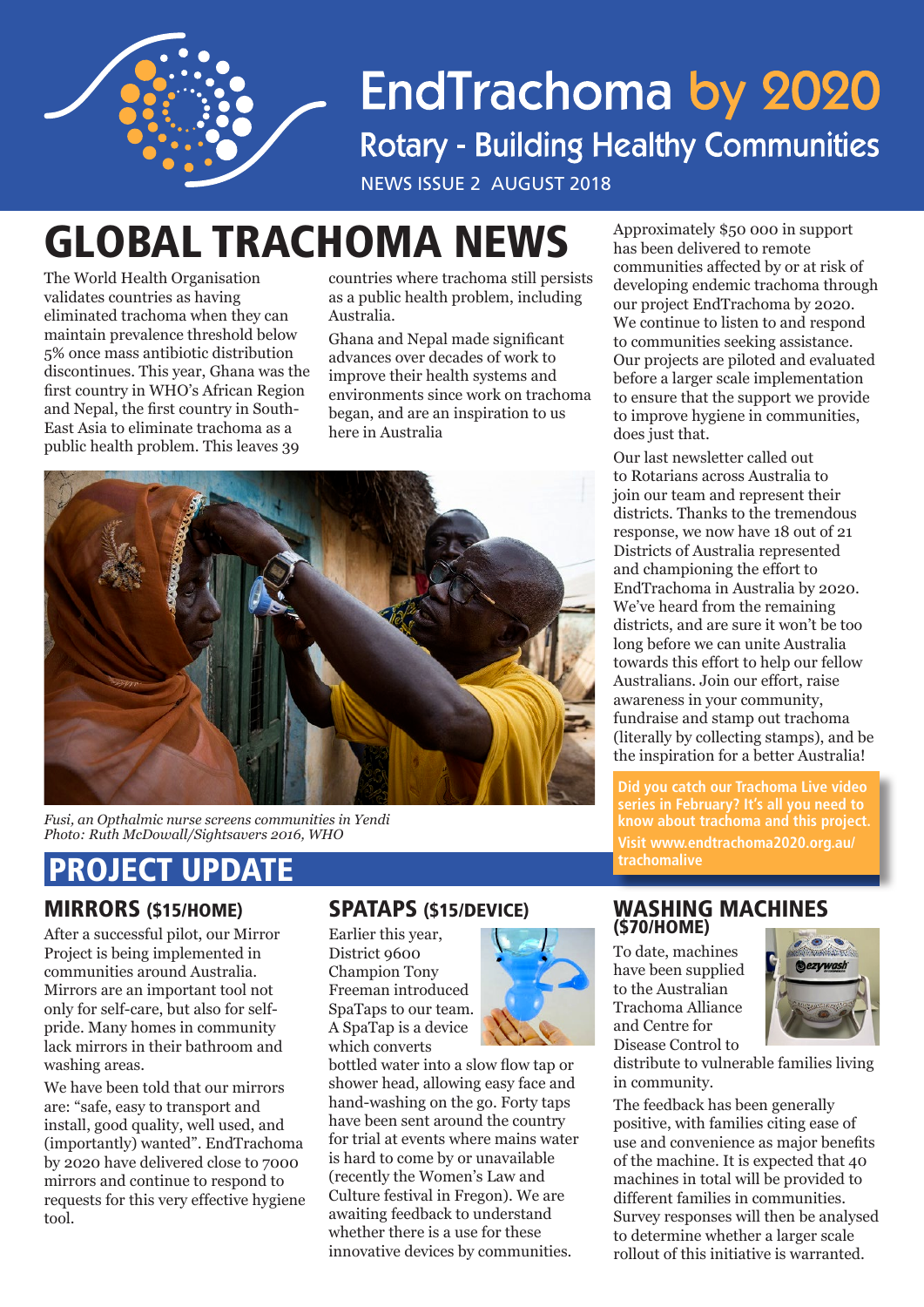# EndTrachoma by 2020

## Rotary - Building Healthy Communities

NEWS ISSUE 2 AUGUST 2018

# GLOBAL TRACHOMA NEWS

The World Health Organisation validates countries as having eliminated trachoma when they can maintain prevalence threshold below 5% once mass antibiotic distribution discontinues. This year, Ghana was the first country in WHO's African Region and Nepal, the first country in South-East Asia to eliminate trachoma as a public health problem. This leaves 39 countries where trachoma still persists as a public health problem, including Australia.

Ghana and Nepal made significant advances over decades of work to improve their health systems and environments since work on trachoma began, and are an inspiration to us here in Australia

Approximately $50 000 in support has been delivered to remote communities affected by or at risk of developing endemic trachoma through our project EndTrachoma by 2020. We continue to listen to and respond to communities seeking assistance. Our projects are piloted and evaluated before a larger scale implementation to ensure that the support we provide to improve hygiene in communities, does just that.

Our last newsletter called out to Rotarians across Australia to join our team and represent their districts. Thanks to the tremendous response, we now have 18 out of 21 Districts of Australia represented and championing the effort to EndTrachoma in Australia by 2020. We've heard from the remaining districts, and are sure it won't be too long before we can unite Australia towards this effort to help our fellow Australians. Join our effort, raise awareness in your community, fundraise and stamp out trachoma (literally by collecting stamps), and be the inspiration for a better Australia!

*Fusi, an Opthalmic nurse screens communities in Yendi*
*Photo: Ruth McDowall/Sightsavers 2016, WHO*

**Did you catch our Trachoma Live video series in February? It's all you need to know about trachoma and this project.**
**Visit www.endtrachoma2020.org.au/trachomalive**

# PROJECT UPDATE

## MIRRORS ($15/HOME)

After a successful pilot, our Mirror Project is being implemented in communities around Australia. Mirrors are an important tool not only for self-care, but also for self-pride. Many homes in community lack mirrors in their bathroom and washing areas.

We have been told that our mirrors are: "safe, easy to transport and install, good quality, well used, and (importantly) wanted". EndTrachoma by 2020 have delivered close to 7000 mirrors and continue to respond to requests for this very effective hygiene tool.

## SPATAPS ($15/DEVICE)

Earlier this year, District 9600 Champion Tony Freeman introduced SpaTaps to our team. A SpaTap is a device which converts bottled water into a slow flow tap or shower head, allowing easy face and hand-washing on the go. Forty taps have been sent around the country for trial at events where mains water is hard to come by or unavailable (recently the Women's Law and Culture festival in Fregon). We are awaiting feedback to understand whether there is a use for these innovative devices by communities.

## WASHING MACHINES ($70/HOME)

To date, machines have been supplied to the Australian Trachoma Alliance and Centre for Disease Control to distribute to vulnerable families living in community.

The feedback has been generally positive, with families citing ease of use and convenience as major benefits of the machine. It is expected that 40 machines in total will be provided to different families in communities. Survey responses will then be analysed to determine whether a larger scale rollout of this initiative is warranted.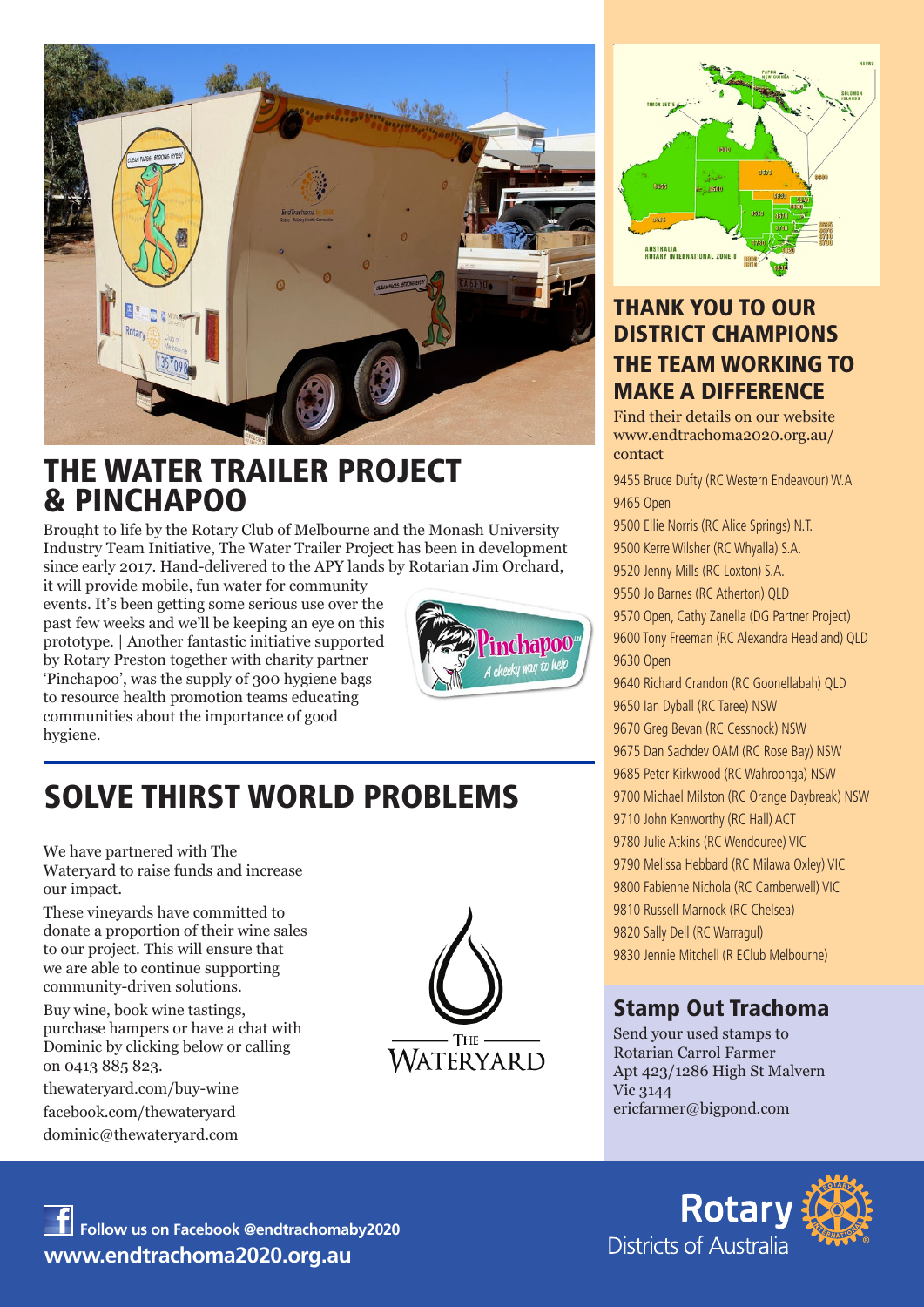## THE WATER TRAILER PROJECT & PINCHAPOO

Brought to life by the Rotary Club of Melbourne and the Monash University Industry Team Initiative, The Water Trailer Project has been in development since early 2017. Hand-delivered to the APY lands by Rotarian Jim Orchard, it will provide mobile, fun water for community events. It's been getting some serious use over the past few weeks and we'll be keeping an eye on this prototype. | Another fantastic initiative supported by Rotary Preston together with charity partner 'Pinchapoo', was the supply of 300 hygiene bags to resource health promotion teams educating communities about the importance of good hygiene.

## SOLVE THIRST WORLD PROBLEMS

We have partnered with The Wateryard to raise funds and increase our impact.

These vineyards have committed to donate a proportion of their wine sales to our project. This will ensure that we are able to continue supporting community-driven solutions.

Buy wine, book wine tastings, purchase hampers or have a chat with Dominic by clicking below or calling on 0413 885 823.

thewateryard.com/buy-wine
facebook.com/thewateryard
dominic@thewateryard.com

## THANK YOU TO OUR DISTRICT CHAMPIONS THE TEAM WORKING TO MAKE A DIFFERENCE

Find their details on our website www.endtrachoma2020.org.au/contact

9455 Bruce Dufty (RC Western Endeavour) W.A
9465 Open
9500 Ellie Norris (RC Alice Springs) N.T.
9500 Kerre Wilsher (RC Whyalla) S.A.
9520 Jenny Mills (RC Loxton) S.A.
9550 Jo Barnes (RC Atherton) QLD
9570 Open, Cathy Zanella (DG Partner Project)
9600 Tony Freeman (RC Alexandra Headland) QLD
9630 Open
9640 Richard Crandon (RC Goonellabah) QLD
9650 Ian Dyball (RC Taree) NSW
9670 Greg Bevan (RC Cessnock) NSW
9675 Dan Sachdev OAM (RC Rose Bay) NSW
9685 Peter Kirkwood (RC Wahroonga) NSW
9700 Michael Milston (RC Orange Daybreak) NSW
9710 John Kenworthy (RC Hall) ACT
9780 Julie Atkins (RC Wendouree) VIC
9790 Melissa Hebbard (RC Milawa Oxley) VIC
9800 Fabienne Nichola (RC Camberwell) VIC
9810 Russell Marnock (RC Chelsea)
9820 Sally Dell (RC Warragul)
9830 Jennie Mitchell (R EClub Melbourne)

## Stamp Out Trachoma

Send your used stamps to Rotarian Carrol Farmer
Apt 423/1286 High St Malvern
Vic 3144
ericfarmer@bigpond.com

**Follow us on Facebook @endtrachomaby2020**
**www.endtrachoma2020.org.au**

Rotary Districts of Australia